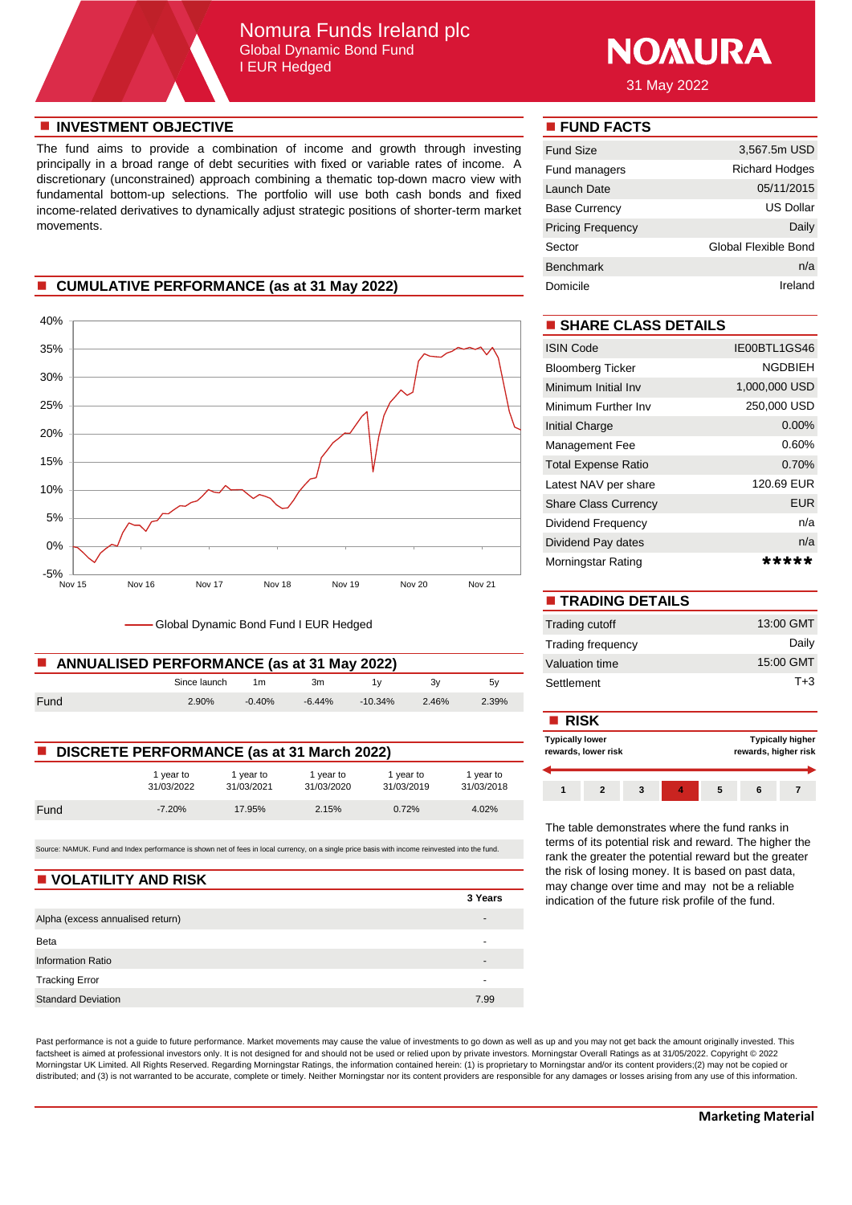# Nomura Funds Ireland plc

## Global Dynamic Bond Fund

## I EUR Hedged

NOMURA

31 May 2022

## INVESTMENT OBJECTIVE

The fund aims to provide a combination of income and growth through investing principally in a broad range of debt securities with fixed or variable rates of income. A discretionary (unconstrained) approach combining a thematic top-down macro view with fundamental bottom-up selections. The portfolio will use both cash bonds and fixed income-related derivatives to dynamically adjust strategic positions of shorter-term market movements.

## CUMULATIVE PERFORMANCE (as at 31 May 2022)

Global Dynamic Bond Fund I EUR Hedged

## ANNUALISED PERFORMANCE (as at 31 May 2022)

| | Since launch | 1m | 3m | 1y | 3y | 5y |
|---|---|---|---|---|---|---|
| Fund | 2.90% | -0.40% | -6.44% | -10.34% | 2.46% | 2.39% |

## DISCRETE PERFORMANCE (as at 31 March 2022)

| | 1 year to 31/03/2022 | 1 year to 31/03/2021 | 1 year to 31/03/2020 | 1 year to 31/03/2019 | 1 year to 31/03/2018 |
|---|---|---|---|---|---|
| Fund | -7.20% | 17.95% | 2.15% | 0.72% | 4.02% |

Source: NAMUK. Fund and Index performance is shown net of fees in local currency, on a single price basis with income reinvested into the fund.

## VOLATILITY AND RISK

| | 3 Years |
|---|---|
| Alpha (excess annualised return) | - |
| Beta | - |
| Information Ratio | - |
| Tracking Error | - |
| Standard Deviation | 7.99 |

## FUND FACTS

| | |
|---|---|
| Fund Size | 3,567.5m USD |
| Fund managers | Richard Hodges |
| Launch Date | 05/11/2015 |
| Base Currency | US Dollar |
| Pricing Frequency | Daily |
| Sector | Global Flexible Bond |
| Benchmark | n/a |
| Domicile | Ireland |

## SHARE CLASS DETAILS

| | |
|---|---|
| ISIN Code | IE00BTL1GS46 |
| Bloomberg Ticker | NGDBIEH |
| Minimum Initial Inv | 1,000,000 USD |
| Minimum Further Inv | 250,000 USD |
| Initial Charge | 0.00% |
| Management Fee | 0.60% |
| Total Expense Ratio | 0.70% |
| Latest NAV per share | 120.69 EUR |
| Share Class Currency | EUR |
| Dividend Frequency | n/a |
| Dividend Pay dates | n/a |
| Morningstar Rating | ***** |

## TRADING DETAILS

| | |
|---|---|
| Trading cutoff | 13:00 GMT |
| Trading frequency | Daily |
| Valuation time | 15:00 GMT |
| Settlement | T+3 |

## RISK

**Typically lower rewards, lower risk** — **Typically higher rewards, higher risk**

| 1 | 2 | 3 | **4** | 5 | 6 | 7 |
|---|---|---|---|---|---|---|

The table demonstrates where the fund ranks in terms of its potential risk and reward. The higher the rank the greater the potential reward but the greater the risk of losing money. It is based on past data, may change over time and may not be a reliable indication of the future risk profile of the fund.

Past performance is not a guide to future performance. Market movements may cause the value of investments to go down as well as up and you may not get back the amount originally invested. This factsheet is aimed at professional investors only. It is not designed for and should not be used or relied upon by private investors. Morningstar Overall Ratings as at 31/05/2022. Copyright © 2022 Morningstar UK Limited. All Rights Reserved. Regarding Morningstar Ratings, the information contained herein: (1) is proprietary to Morningstar and/or its content providers;(2) may not be copied or distributed; and (3) is not warranted to be accurate, complete or timely. Neither Morningstar nor its content providers are responsible for any damages or losses arising from any use of this information.

**Marketing Material**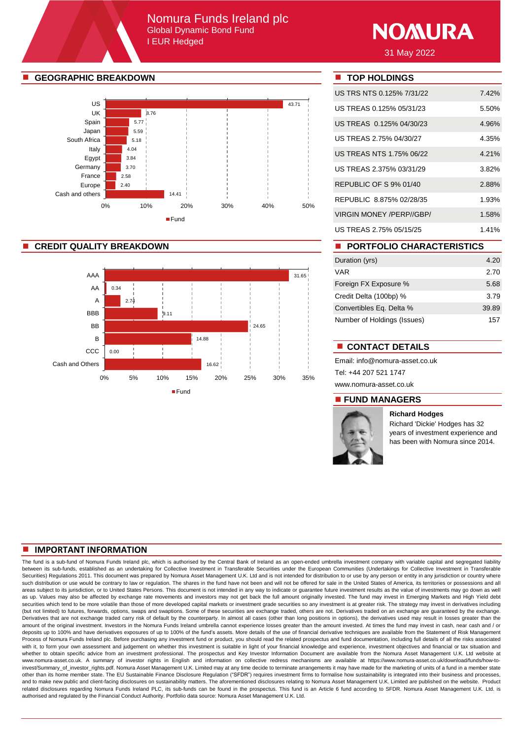Nomura Funds Ireland plc
Global Dynamic Bond Fund
I EUR Hedged

NOMURA

31 May 2022

## GEOGRAPHIC BREAKDOWN

US 43.71
UK 8.76
Spain 5.77
Japan 5.59
South Africa 5.18
Italy 4.04
Egypt 3.84
Germany 3.70
France 2.58
Europe 2.40
Cash and others 14.41

0% 10% 20% 30% 40% 50%

Fund

## TOP HOLDINGS

| | |
|---|---|
| US TRS NTS 0.125% 7/31/22 | 7.42% |
| US TREAS 0.125% 05/31/23 | 5.50% |
| US TREAS 0.125% 04/30/23 | 4.96% |
| US TREAS 2.75% 04/30/27 | 4.35% |
| US TREAS NTS 1.75% 06/22 | 4.21% |
| US TREAS 2.375% 03/31/29 | 3.82% |
| REPUBLIC OF S 9% 01/40 | 2.88% |
| REPUBLIC 8.875% 02/28/35 | 1.93% |
| VIRGIN MONEY /PERP//GBP/ | 1.58% |
| US TREAS 2.75% 05/15/25 | 1.41% |

## CREDIT QUALITY BREAKDOWN

AAA 31.65
AA 0.34
A 2.74
BBB 9.11
BB 24.65
B 14.88
CCC 0.00
Cash and Others 16.62

0% 5% 10% 15% 20% 25% 30% 35%

Fund

## PORTFOLIO CHARACTERISTICS

| | |
|---|---|
| Duration (yrs) | 4.20 |
| VAR | 2.70 |
| Foreign FX Exposure % | 5.68 |
| Credit Delta (100bp) % | 3.79 |
| Convertibles Eq. Delta % | 39.89 |
| Number of Holdings (Issues) | 157 |

## CONTACT DETAILS

Email: info@nomura-asset.co.uk

Tel: +44 207 521 1747

www.nomura-asset.co.uk

## FUND MANAGERS

**Richard Hodges**

Richard 'Dickie' Hodges has 32 years of investment experience and has been with Nomura since 2014.

## IMPORTANT INFORMATION

The fund is a sub-fund of Nomura Funds Ireland plc, which is authorised by the Central Bank of Ireland as an open-ended umbrella investment company with variable capital and segregated liability between its sub-funds, established as an undertaking for Collective Investment in Transferable Securities under the European Communities (Undertakings for Collective Investment in Transferable Securities) Regulations 2011. This document was prepared by Nomura Asset Management U.K. Ltd and is not intended for distribution to or use by any person or entity in any jurisdiction or country where such distribution or use would be contrary to law or regulation. The shares in the fund have not been and will not be offered for sale in the United States of America, its territories or possessions and all areas subject to its jurisdiction, or to United States Persons. This document is not intended in any way to indicate or guarantee future investment results as the value of investments may go down as well as up. Values may also be affected by exchange rate movements and investors may not get back the full amount originally invested. The fund may invest in Emerging Markets and High Yield debt securities which tend to be more volatile than those of more developed capital markets or investment grade securities so any investment is at greater risk. The strategy may invest in derivatives including (but not limited) to futures, forwards, options, swaps and swaptions. Some of these securities are exchange traded, others are not. Derivatives traded on an exchange are guaranteed by the exchange. Derivatives that are not exchange traded carry risk of default by the counterparty. In almost all cases (other than long positions in options), the derivatives used may result in losses greater than the amount of the original investment. Investors in the Nomura Funds Ireland umbrella cannot experience losses greater than the amount invested. At times the fund may invest in cash, near cash and / or deposits up to 100% and have derivatives exposures of up to 100% of the fund's assets. More details of the use of financial derivative techniques are available from the Statement of Risk Management Process of Nomura Funds Ireland plc. Before purchasing any investment fund or product, you should read the related prospectus and fund documentation, including full details of all the risks associated with it, to form your own assessment and judgement on whether this investment is suitable in light of your financial knowledge and experience, investment objectives and financial or tax situation and whether to obtain specific advice from an investment professional. The prospectus and Key Investor Information Document are available from the Nomura Asset Management U.K. Ltd website at www.nomura-asset.co.uk. A summary of investor rights in English and information on collective redress mechanisms are available at https://www.nomura-asset.co.uk/download/funds/how-to-invest/Summary_of_investor_rights.pdf. Nomura Asset Management U.K. Limited may at any time decide to terminate arrangements it may have made for the marketing of units of a fund in a member state other than its home member state. The EU Sustainable Finance Disclosure Regulation ("SFDR") requires investment firms to formalise how sustainability is integrated into their business and processes, and to make new public and client-facing disclosures on sustainability matters. The aforementioned disclosures relating to Nomura Asset Management U.K. Limited are published on the website. Product related disclosures regarding Nomura Funds Ireland PLC, its sub-funds can be found in the prospectus. This fund is an Article 6 fund according to SFDR. Nomura Asset Management U.K. Ltd. is authorised and regulated by the Financial Conduct Authority. Portfolio data source: Nomura Asset Management U.K. Ltd.